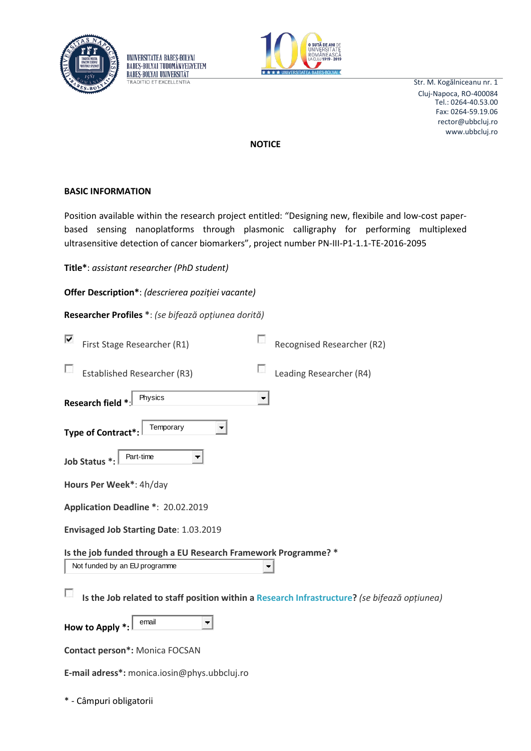UNIVERSITATEA BABEŞ-BOLYAI
BABEŞ-BOLYAI TUDOMÁNYEGYETEM
BABEŞ-BOLYAI UNIVERSITÄT
TRADITIO ET EXCELLENTIA

O SUTĂ DE ANI DE UNIVERSITATE ROMÂNEASCĂ LA CLUJ 1919 - 2019
UNIVERSITATEA BABEŞ-BOLYAI

Str. M. Kogălniceanu nr. 1
Cluj-Napoca, RO-400084
Tel.: 0264-40.53.00
Fax: 0264-59.19.06
rector@ubbcluj.ro
www.ubbcluj.ro

**NOTICE**

**BASIC INFORMATION**

Position available within the research project entitled: "Designing new, flexibile and low-cost paper-based sensing nanoplatforms through plasmonic calligraphy for performing multiplexed ultrasensitive detection of cancer biomarkers", project number PN-III-P1-1.1-TE-2016-2095

**Title***: *assistant researcher (PhD student)*

**Offer Description***: *(descrierea poziției vacante)*

**Researcher Profiles** *: *(se bifează opțiunea dorită)*

- [x] First Stage Researcher (R1)
- [ ] Recognised Researcher (R2)
- [ ] Established Researcher (R3)
- [ ] Leading Researcher (R4)

**Research field *:** Physics

**Type of Contract*:** Temporary

**Job Status *:** Part-time

**Hours Per Week***: 4h/day

**Application Deadline ***: 20.02.2019

**Envisaged Job Starting Date**: 1.03.2019

**Is the job funded through a EU Research Framework Programme? ***
Not funded by an EU programme

- [ ] **Is the Job related to staff position within a Research Infrastructure?** *(se bifează opțiunea)*

**How to Apply *:** email

**Contact person*:** Monica FOCSAN

**E-mail adress*:** monica.iosin@phys.ubbcluj.ro

* - Câmpuri obligatorii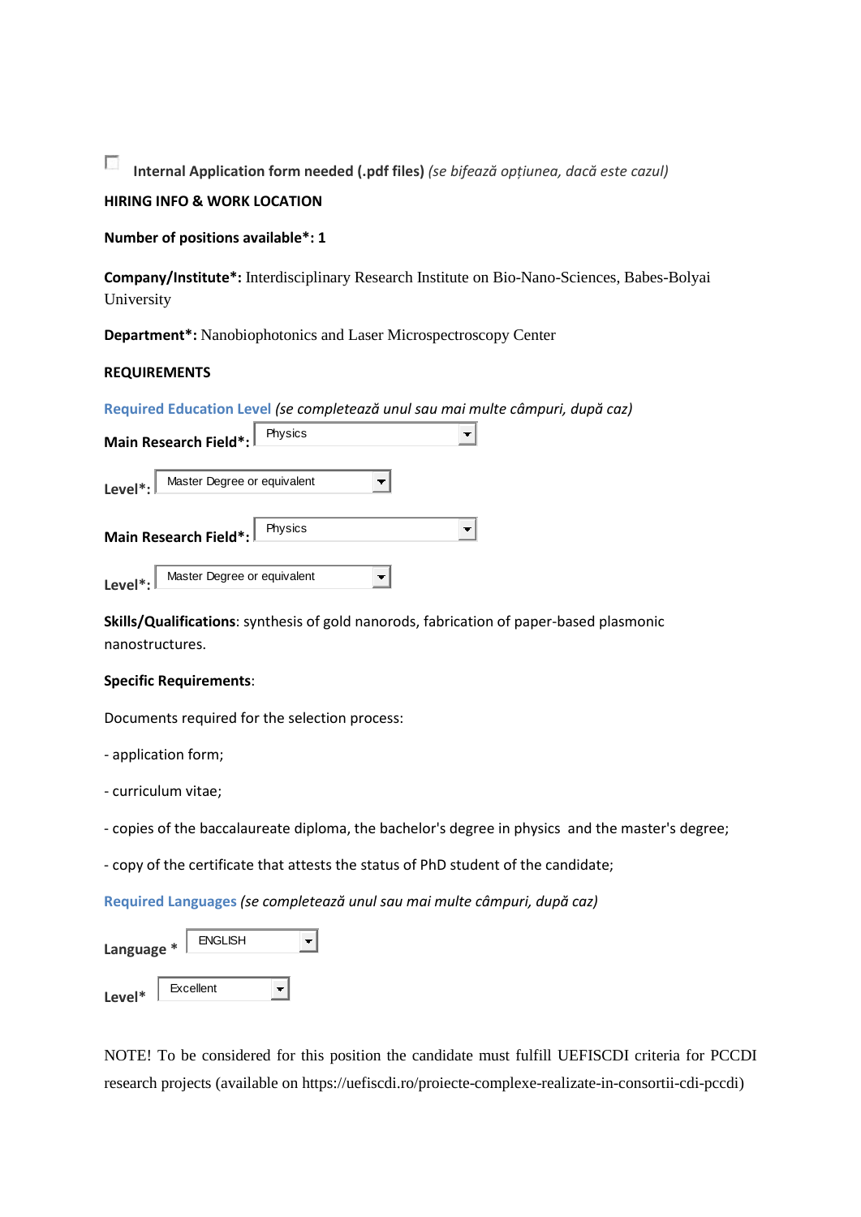☐ **Internal Application form needed (.pdf files)** *(se bifează opțiunea, dacă este cazul)*

**HIRING INFO & WORK LOCATION**

**Number of positions available*: 1**

**Company/Institute*:** Interdisciplinary Research Institute on Bio-Nano-Sciences, Babes-Bolyai University

**Department*:** Nanobiophotonics and Laser Microspectroscopy Center

**REQUIREMENTS**

**Required Education Level** *(se completează unul sau mai multe câmpuri, după caz)*

**Main Research Field*:** Physics

**Level*:** Master Degree or equivalent

**Main Research Field*:** Physics

**Level*:** Master Degree or equivalent

**Skills/Qualifications**: synthesis of gold nanorods, fabrication of paper-based plasmonic nanostructures.

**Specific Requirements**:

Documents required for the selection process:

- application form;

- curriculum vitae;

- copies of the baccalaureate diploma, the bachelor's degree in physics and the master's degree;

- copy of the certificate that attests the status of PhD student of the candidate;

**Required Languages** *(se completează unul sau mai multe câmpuri, după caz)*

**Language** * ENGLISH

**Level*** Excellent

NOTE! To be considered for this position the candidate must fulfill UEFISCDI criteria for PCCDI research projects (available on https://uefiscdi.ro/proiecte-complexe-realizate-in-consortii-cdi-pccdi)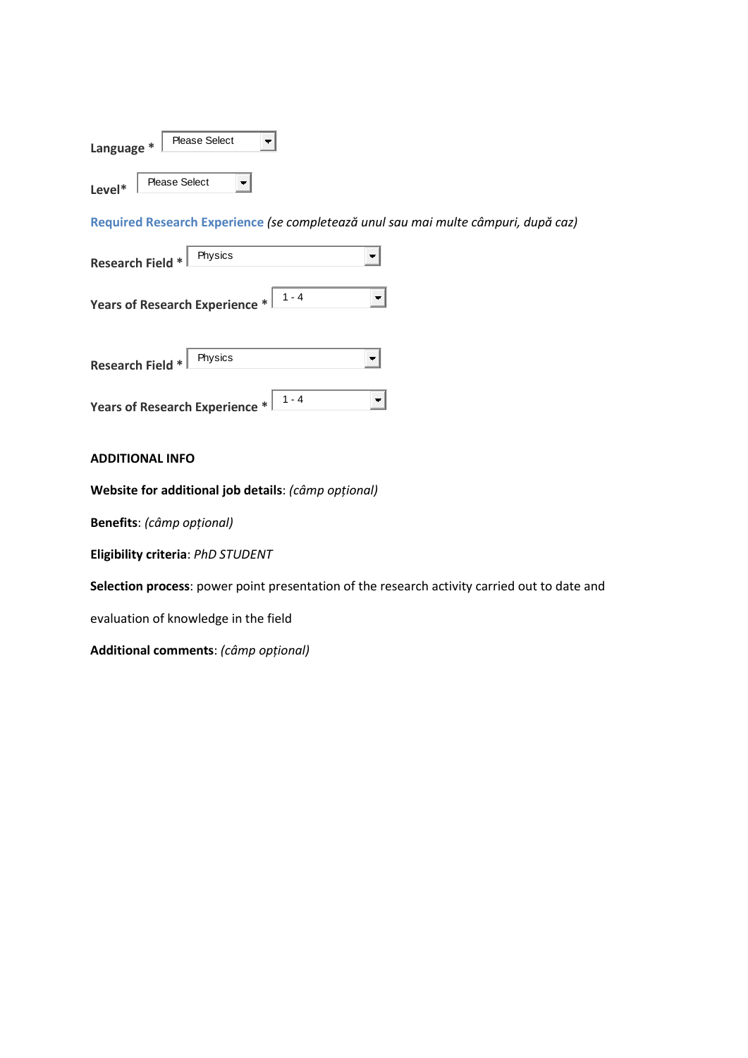**Language** * Please Select

**Level*** Please Select

**Required Research Experience** *(se completează unul sau mai multe câmpuri, după caz)*

**Research Field** * Physics

**Years of Research Experience** * 1 - 4

**Research Field** * Physics

**Years of Research Experience** * 1 - 4

**ADDITIONAL INFO**

**Website for additional job details**: *(câmp opțional)*

**Benefits**: *(câmp opțional)*

**Eligibility criteria**: *PhD STUDENT*

**Selection process**: power point presentation of the research activity carried out to date and evaluation of knowledge in the field

**Additional comments**: *(câmp opțional)*